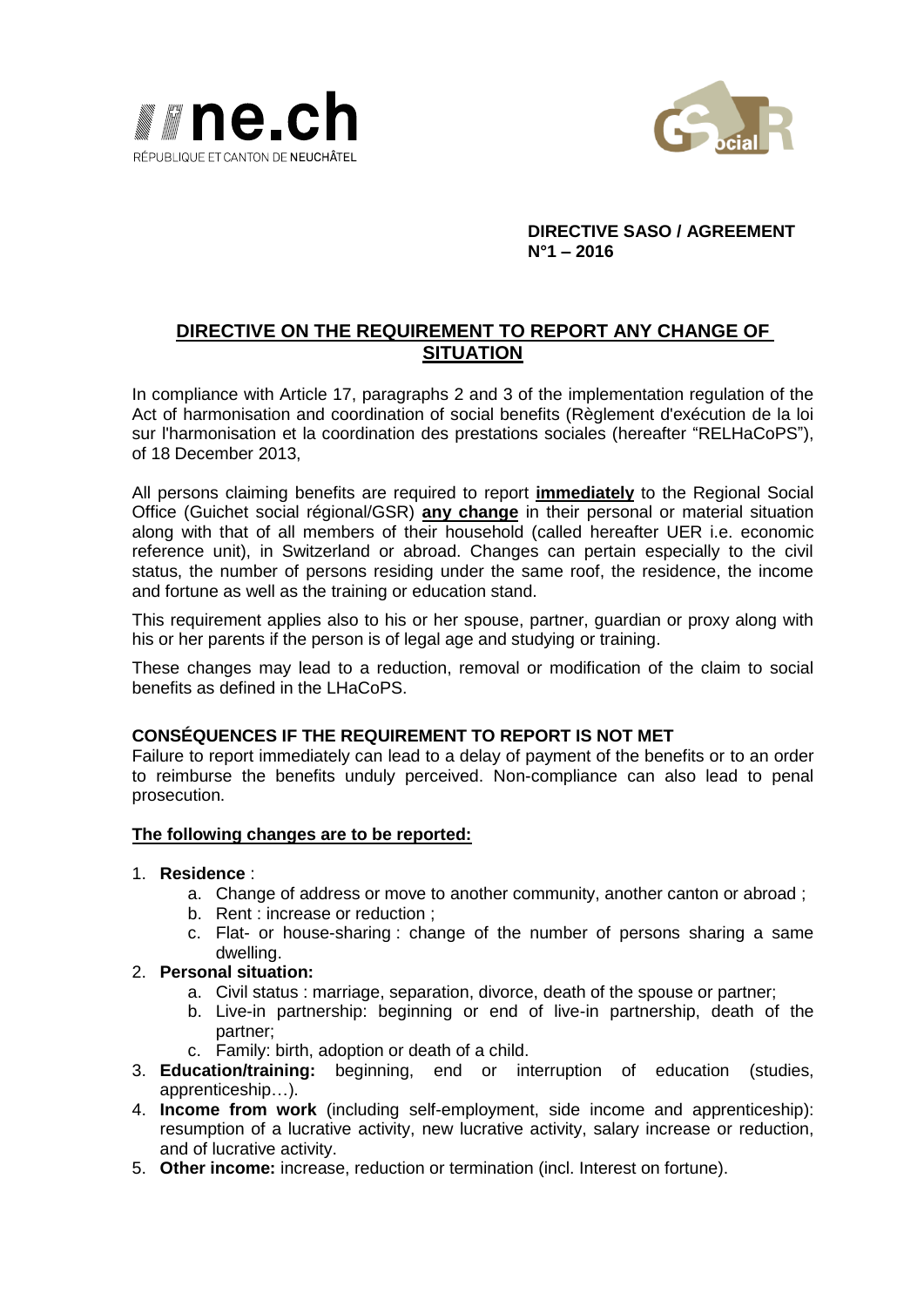ne.ch
RÉPUBLIQUE ET CANTON DE NEUCHÂTEL

GSocialR

**DIRECTIVE SASO / AGREEMENT N°1 – 2016**

# DIRECTIVE ON THE REQUIREMENT TO REPORT ANY CHANGE OF SITUATION

In compliance with Article 17, paragraphs 2 and 3 of the implementation regulation of the Act of harmonisation and coordination of social benefits (Règlement d'exécution de la loi sur l'harmonisation et la coordination des prestations sociales (hereafter "RELHaCoPS"), of 18 December 2013,

All persons claiming benefits are required to report **immediately** to the Regional Social Office (Guichet social régional/GSR) **any change** in their personal or material situation along with that of all members of their household (called hereafter UER i.e. economic reference unit), in Switzerland or abroad. Changes can pertain especially to the civil status, the number of persons residing under the same roof, the residence, the income and fortune as well as the training or education stand.

This requirement applies also to his or her spouse, partner, guardian or proxy along with his or her parents if the person is of legal age and studying or training.

These changes may lead to a reduction, removal or modification of the claim to social benefits as defined in the LHaCoPS.

## CONSÉQUENCES IF THE REQUIREMENT TO REPORT IS NOT MET

Failure to report immediately can lead to a delay of payment of the benefits or to an order to reimburse the benefits unduly perceived. Non-compliance can also lead to penal prosecution.

**The following changes are to be reported:**

1. **Residence** :
   a. Change of address or move to another community, another canton or abroad ;
   b. Rent : increase or reduction ;
   c. Flat- or house-sharing : change of the number of persons sharing a same dwelling.
2. **Personal situation:**
   a. Civil status : marriage, separation, divorce, death of the spouse or partner;
   b. Live-in partnership: beginning or end of live-in partnership, death of the partner;
   c. Family: birth, adoption or death of a child.
3. **Education/training:** beginning, end or interruption of education (studies, apprenticeship…).
4. **Income from work** (including self-employment, side income and apprenticeship): resumption of a lucrative activity, new lucrative activity, salary increase or reduction, and of lucrative activity.
5. **Other income:** increase, reduction or termination (incl. Interest on fortune).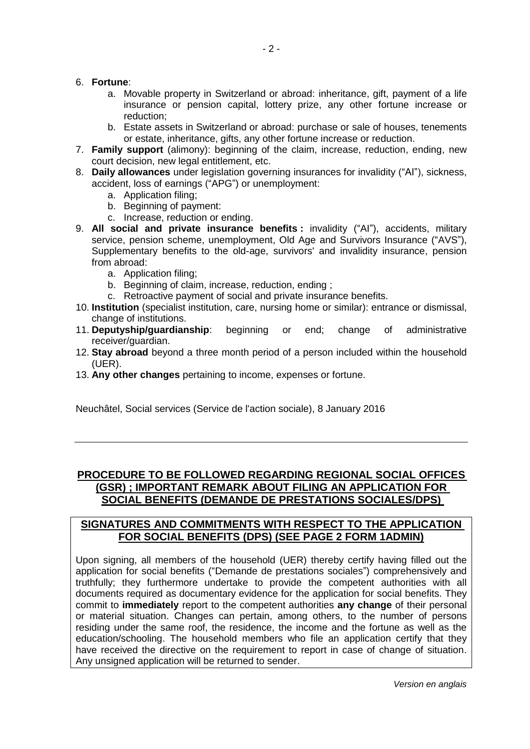6. **Fortune**:
    a. Movable property in Switzerland or abroad: inheritance, gift, payment of a life insurance or pension capital, lottery prize, any other fortune increase or reduction;
    b. Estate assets in Switzerland or abroad: purchase or sale of houses, tenements or estate, inheritance, gifts, any other fortune increase or reduction.
7. **Family support** (alimony): beginning of the claim, increase, reduction, ending, new court decision, new legal entitlement, etc.
8. **Daily allowances** under legislation governing insurances for invalidity ("AI"), sickness, accident, loss of earnings ("APG") or unemployment:
    a. Application filing;
    b. Beginning of payment:
    c. Increase, reduction or ending.
9. **All social and private insurance benefits :** invalidity ("AI"), accidents, military service, pension scheme, unemployment, Old Age and Survivors Insurance ("AVS"), Supplementary benefits to the old-age, survivors' and invalidity insurance, pension from abroad:
    a. Application filing;
    b. Beginning of claim, increase, reduction, ending ;
    c. Retroactive payment of social and private insurance benefits.
10. **Institution** (specialist institution, care, nursing home or similar): entrance or dismissal, change of institutions.
11. **Deputyship/guardianship**: beginning or end; change of administrative receiver/guardian.
12. **Stay abroad** beyond a three month period of a person included within the household (UER).
13. **Any other changes** pertaining to income, expenses or fortune.

Neuchâtel, Social services (Service de l'action sociale), 8 January 2016

---

## PROCEDURE TO BE FOLLOWED REGARDING REGIONAL SOCIAL OFFICES (GSR) ; IMPORTANT REMARK ABOUT FILING AN APPLICATION FOR SOCIAL BENEFITS (DEMANDE DE PRESTATIONS SOCIALES/DPS)

### SIGNATURES AND COMMITMENTS WITH RESPECT TO THE APPLICATION FOR SOCIAL BENEFITS (DPS) (SEE PAGE 2 FORM 1ADMIN)

Upon signing, all members of the household (UER) thereby certify having filled out the application for social benefits ("Demande de prestations sociales") comprehensively and truthfully; they furthermore undertake to provide the competent authorities with all documents required as documentary evidence for the application for social benefits. They commit to **immediately** report to the competent authorities **any change** of their personal or material situation. Changes can pertain, among others, to the number of persons residing under the same roof, the residence, the income and the fortune as well as the education/schooling. The household members who file an application certify that they have received the directive on the requirement to report in case of change of situation. Any unsigned application will be returned to sender.

*Version en anglais*